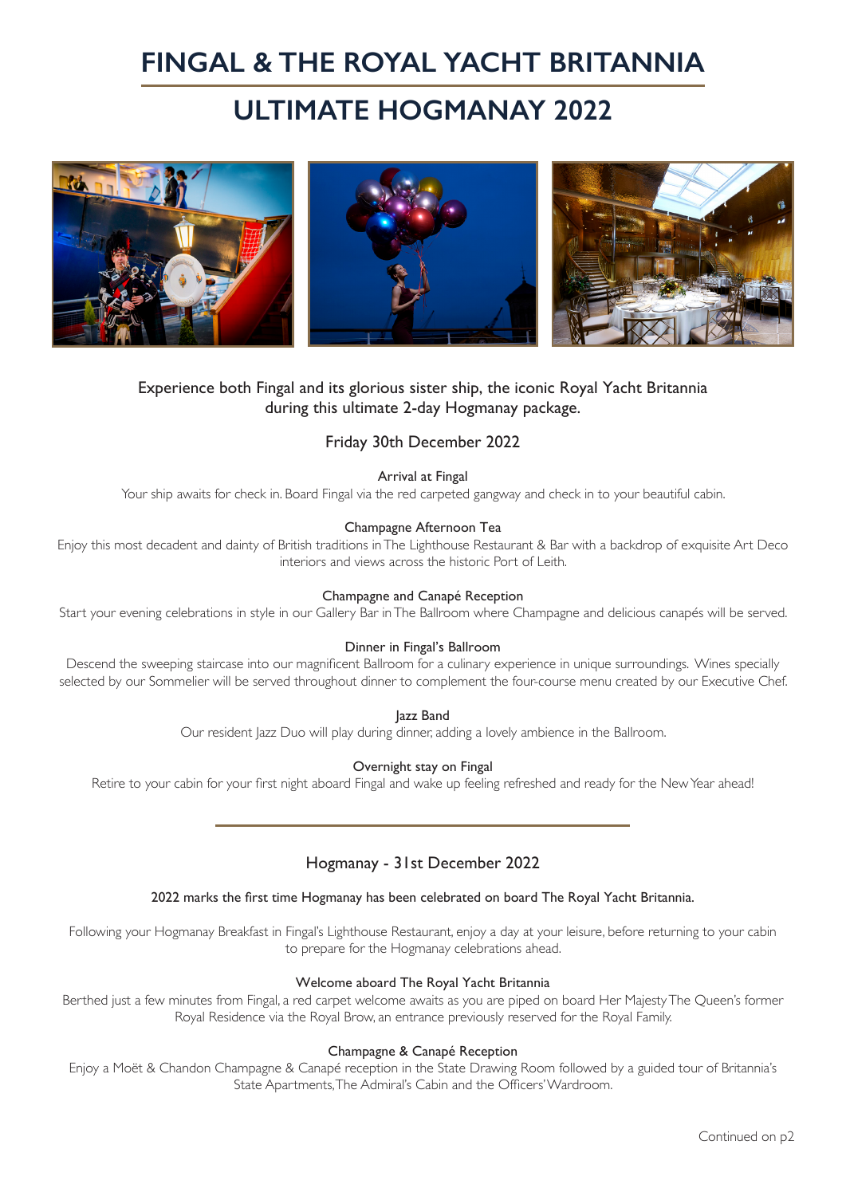# FINGAL & THE ROYAL YACHT BRITANNIA

# ULTIMATE HOGMANAY 2022

Experience both Fingal and its glorious sister ship, the iconic Royal Yacht Britannia during this ultimate 2-day Hogmanay package.

## Friday 30th December 2022

### Arrival at Fingal

Your ship awaits for check in. Board Fingal via the red carpeted gangway and check in to your beautiful cabin.

### Champagne Afternoon Tea

Enjoy this most decadent and dainty of British traditions in The Lighthouse Restaurant & Bar with a backdrop of exquisite Art Deco interiors and views across the historic Port of Leith.

### Champagne and Canapé Reception

Start your evening celebrations in style in our Gallery Bar in The Ballroom where Champagne and delicious canapés will be served.

### Dinner in Fingal's Ballroom

Descend the sweeping staircase into our magnificent Ballroom for a culinary experience in unique surroundings. Wines specially selected by our Sommelier will be served throughout dinner to complement the four-course menu created by our Executive Chef.

### Jazz Band

Our resident Jazz Duo will play during dinner, adding a lovely ambience in the Ballroom.

### Overnight stay on Fingal

Retire to your cabin for your first night aboard Fingal and wake up feeling refreshed and ready for the New Year ahead!

---

## Hogmanay - 31st December 2022

2022 marks the first time Hogmanay has been celebrated on board The Royal Yacht Britannia.

Following your Hogmanay Breakfast in Fingal's Lighthouse Restaurant, enjoy a day at your leisure, before returning to your cabin to prepare for the Hogmanay celebrations ahead.

### Welcome aboard The Royal Yacht Britannia

Berthed just a few minutes from Fingal, a red carpet welcome awaits as you are piped on board Her Majesty The Queen's former Royal Residence via the Royal Brow, an entrance previously reserved for the Royal Family.

### Champagne & Canapé Reception

Enjoy a Moët & Chandon Champagne & Canapé reception in the State Drawing Room followed by a guided tour of Britannia's State Apartments, The Admiral's Cabin and the Officers' Wardroom.

Continued on p2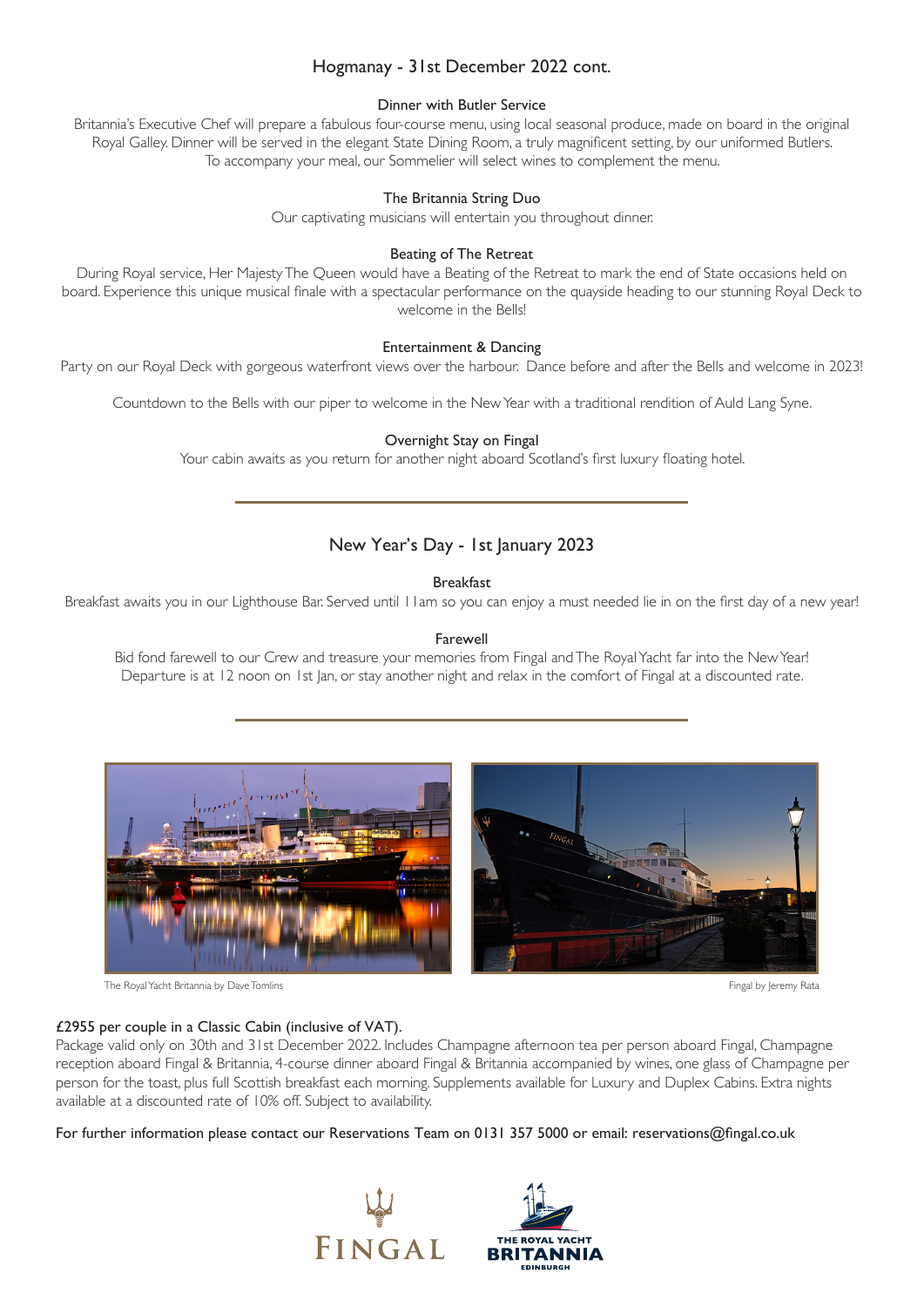## Hogmanay - 31st December 2022 cont.

### Dinner with Butler Service

Britannia's Executive Chef will prepare a fabulous four-course menu, using local seasonal produce, made on board in the original Royal Galley. Dinner will be served in the elegant State Dining Room, a truly magnificent setting, by our uniformed Butlers. To accompany your meal, our Sommelier will select wines to complement the menu.

### The Britannia String Duo

Our captivating musicians will entertain you throughout dinner.

### Beating of The Retreat

During Royal service, Her Majesty The Queen would have a Beating of the Retreat to mark the end of State occasions held on board. Experience this unique musical finale with a spectacular performance on the quayside heading to our stunning Royal Deck to welcome in the Bells!

### Entertainment & Dancing

Party on our Royal Deck with gorgeous waterfront views over the harbour. Dance before and after the Bells and welcome in 2023!

Countdown to the Bells with our piper to welcome in the New Year with a traditional rendition of Auld Lang Syne.

### Overnight Stay on Fingal

Your cabin awaits as you return for another night aboard Scotland's first luxury floating hotel.

---

## New Year's Day - 1st January 2023

### Breakfast

Breakfast awaits you in our Lighthouse Bar. Served until 11am so you can enjoy a must needed lie in on the first day of a new year!

### Farewell

Bid fond farewell to our Crew and treasure your memories from Fingal and The Royal Yacht far into the New Year! Departure is at 12 noon on 1st Jan, or stay another night and relax in the comfort of Fingal at a discounted rate.

---

The Royal Yacht Britannia by Dave Tomlins

Fingal by Jeremy Rata

**£2955 per couple in a Classic Cabin (inclusive of VAT).**

Package valid only on 30th and 31st December 2022. Includes Champagne afternoon tea per person aboard Fingal, Champagne reception aboard Fingal & Britannia, 4-course dinner aboard Fingal & Britannia accompanied by wines, one glass of Champagne per person for the toast, plus full Scottish breakfast each morning. Supplements available for Luxury and Duplex Cabins. Extra nights available at a discounted rate of 10% off. Subject to availability.

**For further information please contact our Reservations Team on 0131 357 5000 or email: reservations@fingal.co.uk**

FINGAL

THE ROYAL YACHT BRITANNIA EDINBURGH